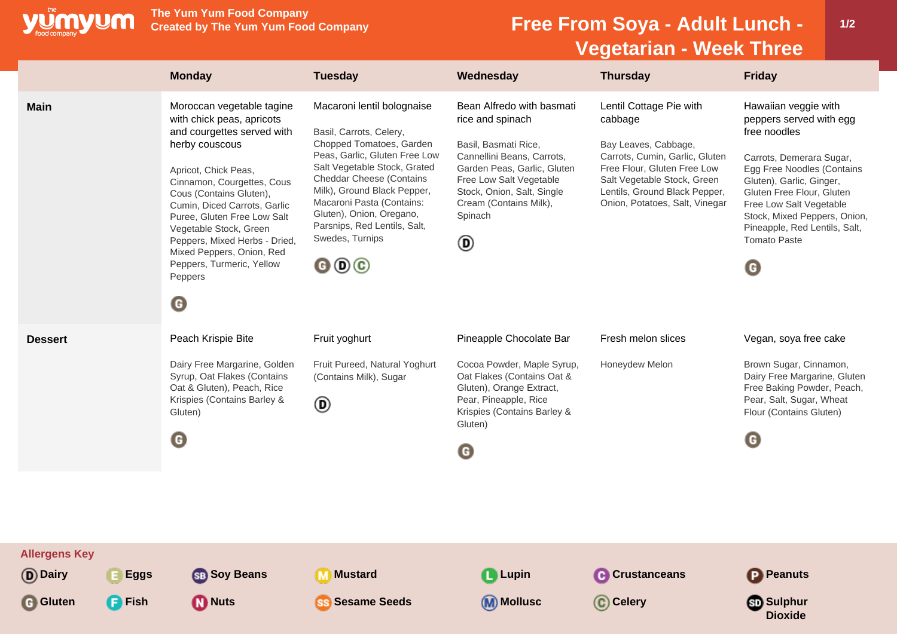The Yum Yum Food Company
Created by The Yum Yum Food Company

# Free From Soya - Adult Lunch - Vegetarian - Week Three

| | Monday | Tuesday | Wednesday | Thursday | Friday |
|---|---|---|---|---|---|
| **Main** | Moroccan vegetable tagine with chick peas, apricots and courgettes served with herby couscous<br><br>Apricot, Chick Peas, Cinnamon, Courgettes, Cous Cous (Contains Gluten), Cumin, Diced Carrots, Garlic Puree, Gluten Free Low Salt Vegetable Stock, Green Peppers, Mixed Herbs - Dried, Mixed Peppers, Onion, Red Peppers, Turmeric, Yellow Peppers<br><br>G | Macaroni lentil bolognaise<br><br>Basil, Carrots, Celery, Chopped Tomatoes, Garden Peas, Garlic, Gluten Free Low Salt Vegetable Stock, Grated Cheddar Cheese (Contains Milk), Ground Black Pepper, Macaroni Pasta (Contains: Gluten), Onion, Oregano, Parsnips, Red Lentils, Salt, Swedes, Turnips<br><br>G D C | Bean Alfredo with basmati rice and spinach<br><br>Basil, Basmati Rice, Cannellini Beans, Carrots, Garden Peas, Garlic, Gluten Free Low Salt Vegetable Stock, Onion, Salt, Single Cream (Contains Milk), Spinach<br><br>D | Lentil Cottage Pie with cabbage<br><br>Bay Leaves, Cabbage, Carrots, Cumin, Garlic, Gluten Free Flour, Gluten Free Low Salt Vegetable Stock, Green Lentils, Ground Black Pepper, Onion, Potatoes, Salt, Vinegar | Hawaiian veggie with peppers served with egg free noodles<br><br>Carrots, Demerara Sugar, Egg Free Noodles (Contains Gluten), Garlic, Ginger, Gluten Free Flour, Gluten Free Low Salt Vegetable Stock, Mixed Peppers, Onion, Pineapple, Red Lentils, Salt, Tomato Paste<br><br>G |
| **Dessert** | Peach Krispie Bite<br><br>Dairy Free Margarine, Golden Syrup, Oat Flakes (Contains Oat & Gluten), Peach, Rice Krispies (Contains Barley & Gluten)<br><br>G | Fruit yoghurt<br><br>Fruit Pureed, Natural Yoghurt (Contains Milk), Sugar<br><br>D | Pineapple Chocolate Bar<br><br>Cocoa Powder, Maple Syrup, Oat Flakes (Contains Oat & Gluten), Orange Extract, Pear, Pineapple, Rice Krispies (Contains Barley & Gluten)<br><br>G | Fresh melon slices<br><br>Honeydew Melon | Vegan, soya free cake<br><br>Brown Sugar, Cinnamon, Dairy Free Margarine, Gluten Free Baking Powder, Peach, Pear, Salt, Sugar, Wheat Flour (Contains Gluten)<br><br>G |

**Allergens Key**

- D Dairy
- E Eggs
- SB Soy Beans
- M Mustard
- L Lupin
- C Crustaceans
- P Peanuts
- G Gluten
- F Fish
- N Nuts
- SS Sesame Seeds
- M Mollusc
- C Celery
- SD Sulphur Dioxide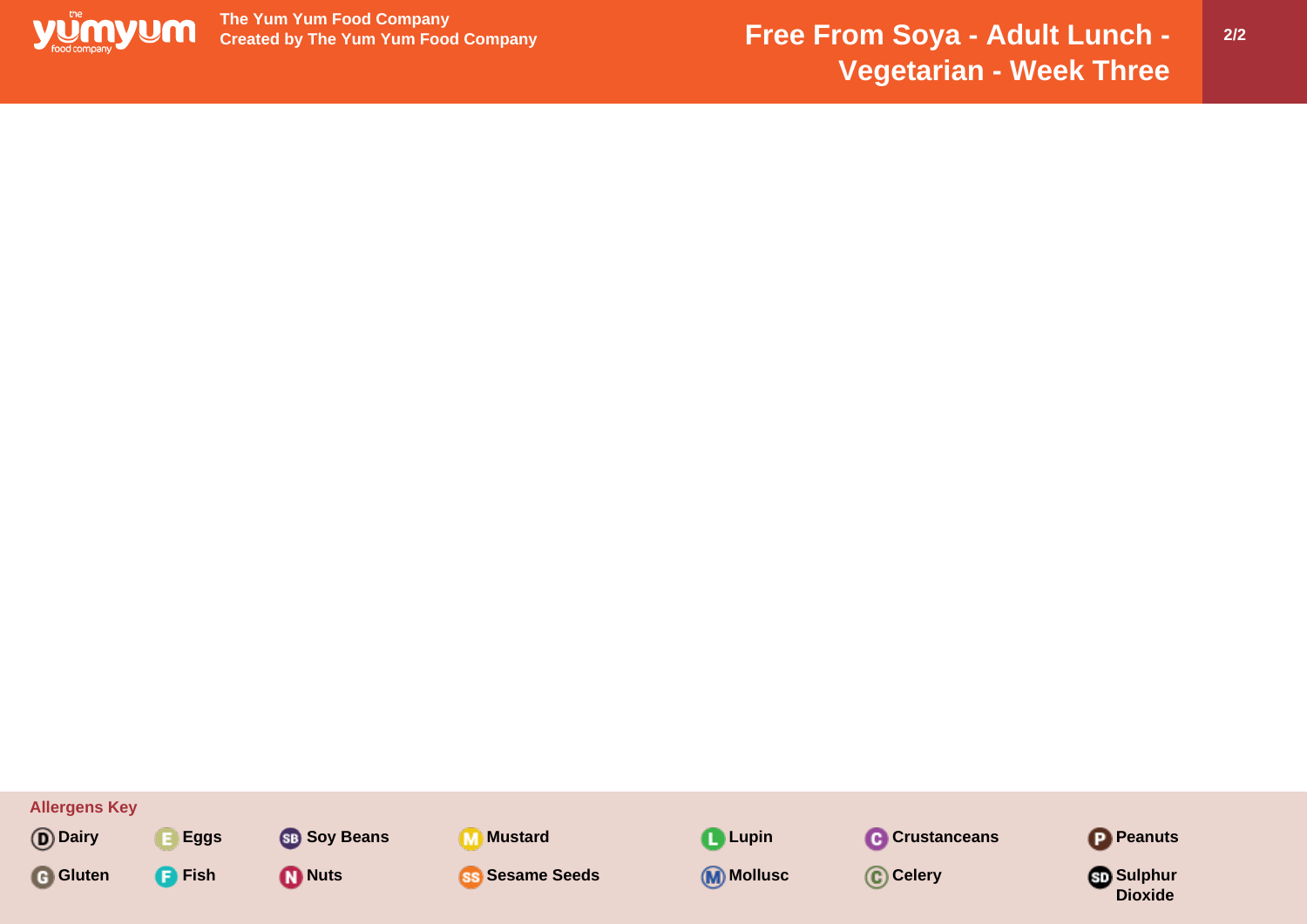# Free From Soya - Adult Lunch - Vegetarian - Week Three

The Yum Yum Food Company
Created by The Yum Yum Food Company

**Allergens Key**

| | | | | | | |
|---|---|---|---|---|---|---|
| D Dairy | E Eggs | SB Soy Beans | M Mustard | L Lupin | C Crustanceans | P Peanuts |
| G Gluten | F Fish | N Nuts | SS Sesame Seeds | M Mollusc | C Celery | SD Sulphur Dioxide |